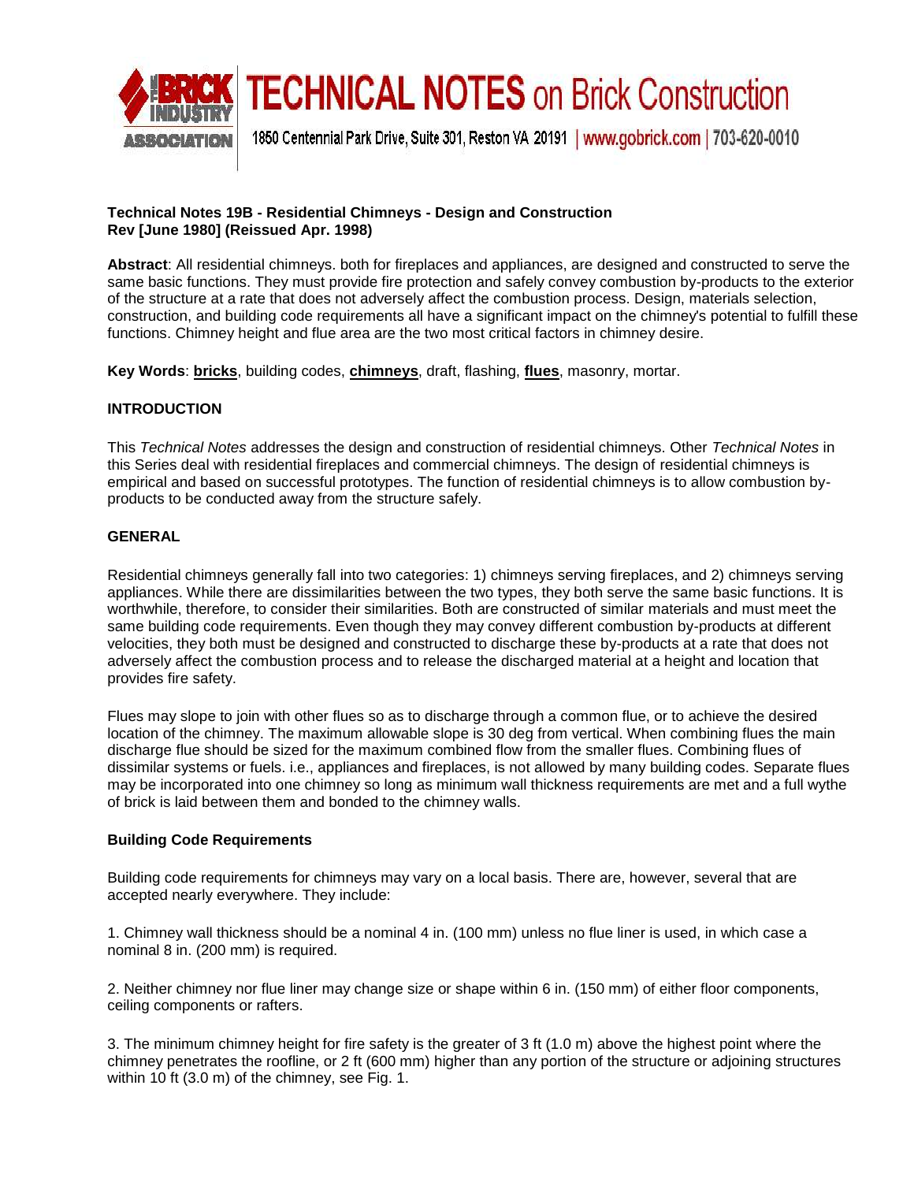# TECHNICAL NOTES on Brick Construction

1850 Centennial Park Drive, Suite 301, Reston VA 20191 | www.gobrick.com | 703-620-0010

**Technical Notes 19B - Residential Chimneys - Design and Construction**
**Rev [June 1980] (Reissued Apr. 1998)**

**Abstract**: All residential chimneys. both for fireplaces and appliances, are designed and constructed to serve the same basic functions. They must provide fire protection and safely convey combustion by-products to the exterior of the structure at a rate that does not adversely affect the combustion process. Design, materials selection, construction, and building code requirements all have a significant impact on the chimney's potential to fulfill these functions. Chimney height and flue area are the two most critical factors in chimney desire.

**Key Words**: **bricks**, building codes, **chimneys**, draft, flashing, **flues**, masonry, mortar.

## INTRODUCTION

This *Technical Notes* addresses the design and construction of residential chimneys. Other *Technical Notes* in this Series deal with residential fireplaces and commercial chimneys. The design of residential chimneys is empirical and based on successful prototypes. The function of residential chimneys is to allow combustion by-products to be conducted away from the structure safely.

## GENERAL

Residential chimneys generally fall into two categories: 1) chimneys serving fireplaces, and 2) chimneys serving appliances. While there are dissimilarities between the two types, they both serve the same basic functions. It is worthwhile, therefore, to consider their similarities. Both are constructed of similar materials and must meet the same building code requirements. Even though they may convey different combustion by-products at different velocities, they both must be designed and constructed to discharge these by-products at a rate that does not adversely affect the combustion process and to release the discharged material at a height and location that provides fire safety.

Flues may slope to join with other flues so as to discharge through a common flue, or to achieve the desired location of the chimney. The maximum allowable slope is 30 deg from vertical. When combining flues the main discharge flue should be sized for the maximum combined flow from the smaller flues. Combining flues of dissimilar systems or fuels. i.e., appliances and fireplaces, is not allowed by many building codes. Separate flues may be incorporated into one chimney so long as minimum wall thickness requirements are met and a full wythe of brick is laid between them and bonded to the chimney walls.

### Building Code Requirements

Building code requirements for chimneys may vary on a local basis. There are, however, several that are accepted nearly everywhere. They include:

1. Chimney wall thickness should be a nominal 4 in. (100 mm) unless no flue liner is used, in which case a nominal 8 in. (200 mm) is required.

2. Neither chimney nor flue liner may change size or shape within 6 in. (150 mm) of either floor components, ceiling components or rafters.

3. The minimum chimney height for fire safety is the greater of 3 ft (1.0 m) above the highest point where the chimney penetrates the roofline, or 2 ft (600 mm) higher than any portion of the structure or adjoining structures within 10 ft (3.0 m) of the chimney, see Fig. 1.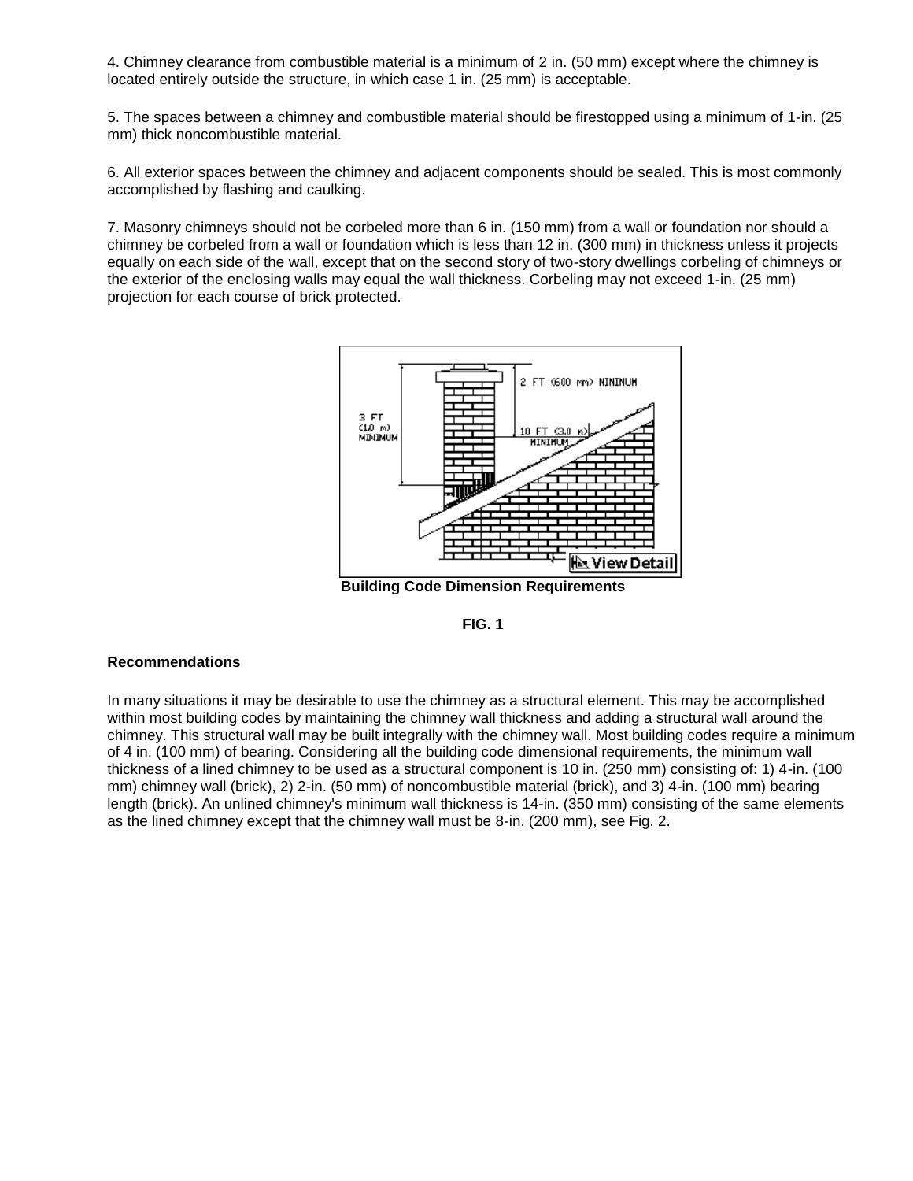4. Chimney clearance from combustible material is a minimum of 2 in. (50 mm) except where the chimney is located entirely outside the structure, in which case 1 in. (25 mm) is acceptable.

5. The spaces between a chimney and combustible material should be firestopped using a minimum of 1-in. (25 mm) thick noncombustible material.

6. All exterior spaces between the chimney and adjacent components should be sealed. This is most commonly accomplished by flashing and caulking.

7. Masonry chimneys should not be corbeled more than 6 in. (150 mm) from a wall or foundation nor should a chimney be corbeled from a wall or foundation which is less than 12 in. (300 mm) in thickness unless it projects equally on each side of the wall, except that on the second story of two-story dwellings corbeling of chimneys or the exterior of the enclosing walls may equal the wall thickness. Corbeling may not exceed 1-in. (25 mm) projection for each course of brick protected.

**Building Code Dimension Requirements**

**FIG. 1**

### Recommendations

In many situations it may be desirable to use the chimney as a structural element. This may be accomplished within most building codes by maintaining the chimney wall thickness and adding a structural wall around the chimney. This structural wall may be built integrally with the chimney wall. Most building codes require a minimum of 4 in. (100 mm) of bearing. Considering all the building code dimensional requirements, the minimum wall thickness of a lined chimney to be used as a structural component is 10 in. (250 mm) consisting of: 1) 4-in. (100 mm) chimney wall (brick), 2) 2-in. (50 mm) of noncombustible material (brick), and 3) 4-in. (100 mm) bearing length (brick). An unlined chimney's minimum wall thickness is 14-in. (350 mm) consisting of the same elements as the lined chimney except that the chimney wall must be 8-in. (200 mm), see Fig. 2.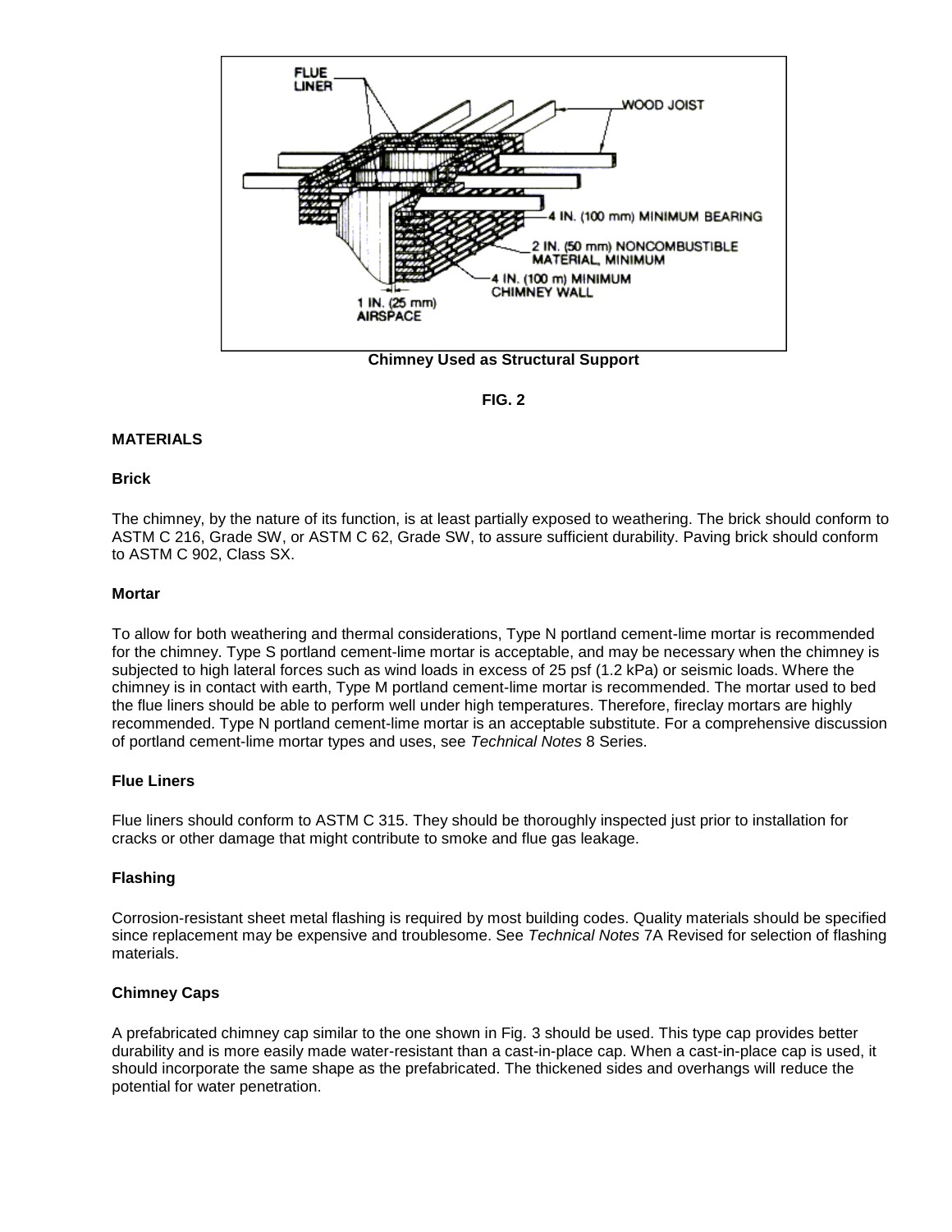FLUE LINER

WOOD JOIST

4 IN. (100 mm) MINIMUM BEARING

2 IN. (50 mm) NONCOMBUSTIBLE MATERIAL, MINIMUM

4 IN. (100 m) MINIMUM CHIMNEY WALL

1 IN. (25 mm) AIRSPACE

**Chimney Used as Structural Support**

**FIG. 2**

## MATERIALS

### Brick

The chimney, by the nature of its function, is at least partially exposed to weathering. The brick should conform to ASTM C 216, Grade SW, or ASTM C 62, Grade SW, to assure sufficient durability. Paving brick should conform to ASTM C 902, Class SX.

### Mortar

To allow for both weathering and thermal considerations, Type N portland cement-lime mortar is recommended for the chimney. Type S portland cement-lime mortar is acceptable, and may be necessary when the chimney is subjected to high lateral forces such as wind loads in excess of 25 psf (1.2 kPa) or seismic loads. Where the chimney is in contact with earth, Type M portland cement-lime mortar is recommended. The mortar used to bed the flue liners should be able to perform well under high temperatures. Therefore, fireclay mortars are highly recommended. Type N portland cement-lime mortar is an acceptable substitute. For a comprehensive discussion of portland cement-lime mortar types and uses, see *Technical Notes* 8 Series.

### Flue Liners

Flue liners should conform to ASTM C 315. They should be thoroughly inspected just prior to installation for cracks or other damage that might contribute to smoke and flue gas leakage.

### Flashing

Corrosion-resistant sheet metal flashing is required by most building codes. Quality materials should be specified since replacement may be expensive and troublesome. See *Technical Notes* 7A Revised for selection of flashing materials.

### Chimney Caps

A prefabricated chimney cap similar to the one shown in Fig. 3 should be used. This type cap provides better durability and is more easily made water-resistant than a cast-in-place cap. When a cast-in-place cap is used, it should incorporate the same shape as the prefabricated. The thickened sides and overhangs will reduce the potential for water penetration.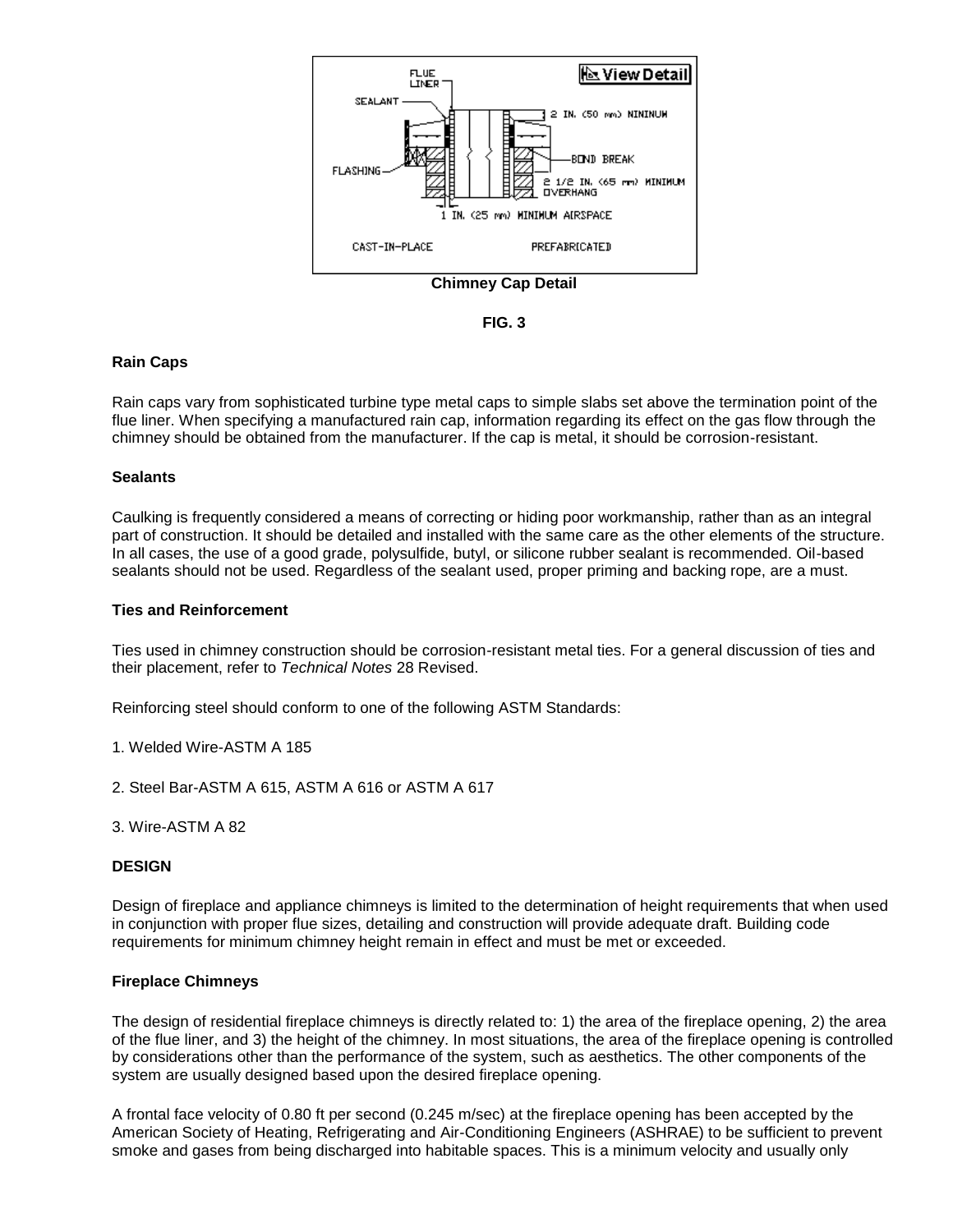Chimney Cap Detail

**FIG. 3**

### Rain Caps

Rain caps vary from sophisticated turbine type metal caps to simple slabs set above the termination point of the flue liner. When specifying a manufactured rain cap, information regarding its effect on the gas flow through the chimney should be obtained from the manufacturer. If the cap is metal, it should be corrosion-resistant.

### Sealants

Caulking is frequently considered a means of correcting or hiding poor workmanship, rather than as an integral part of construction. It should be detailed and installed with the same care as the other elements of the structure. In all cases, the use of a good grade, polysulfide, butyl, or silicone rubber sealant is recommended. Oil-based sealants should not be used. Regardless of the sealant used, proper priming and backing rope, are a must.

### Ties and Reinforcement

Ties used in chimney construction should be corrosion-resistant metal ties. For a general discussion of ties and their placement, refer to *Technical Notes* 28 Revised.

Reinforcing steel should conform to one of the following ASTM Standards:

1. Welded Wire-ASTM A 185

2. Steel Bar-ASTM A 615, ASTM A 616 or ASTM A 617

3. Wire-ASTM A 82

## DESIGN

Design of fireplace and appliance chimneys is limited to the determination of height requirements that when used in conjunction with proper flue sizes, detailing and construction will provide adequate draft. Building code requirements for minimum chimney height remain in effect and must be met or exceeded.

### Fireplace Chimneys

The design of residential fireplace chimneys is directly related to: 1) the area of the fireplace opening, 2) the area of the flue liner, and 3) the height of the chimney. In most situations, the area of the fireplace opening is controlled by considerations other than the performance of the system, such as aesthetics. The other components of the system are usually designed based upon the desired fireplace opening.

A frontal face velocity of 0.80 ft per second (0.245 m/sec) at the fireplace opening has been accepted by the American Society of Heating, Refrigerating and Air-Conditioning Engineers (ASHRAE) to be sufficient to prevent smoke and gases from being discharged into habitable spaces. This is a minimum velocity and usually only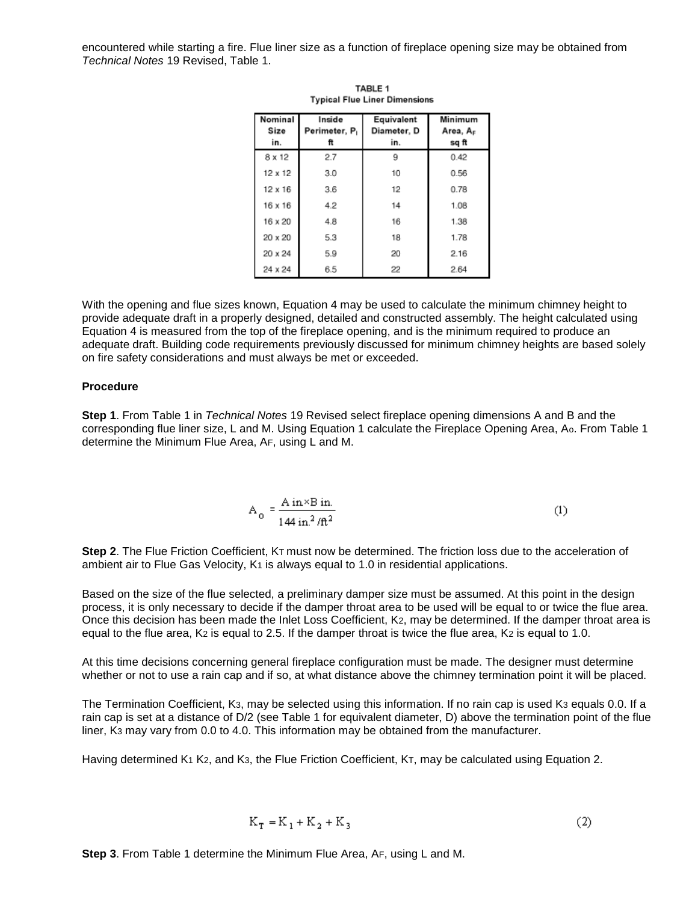encountered while starting a fire. Flue liner size as a function of fireplace opening size may be obtained from *Technical Notes* 19 Revised, Table 1.

**TABLE 1**
**Typical Flue Liner Dimensions**

| Nominal Size in. | Inside Perimeter, $P_I$ ft | Equivalent Diameter, D in. | Minimum Area, $A_F$ sq ft |
|---|---|---|---|
| 8 x 12 | 2.7 | 9 | 0.42 |
| 12 x 12 | 3.0 | 10 | 0.56 |
| 12 x 16 | 3.6 | 12 | 0.78 |
| 16 x 16 | 4.2 | 14 | 1.08 |
| 16 x 20 | 4.8 | 16 | 1.38 |
| 20 x 20 | 5.3 | 18 | 1.78 |
| 20 x 24 | 5.9 | 20 | 2.16 |
| 24 x 24 | 6.5 | 22 | 2.64 |

With the opening and flue sizes known, Equation 4 may be used to calculate the minimum chimney height to provide adequate draft in a properly designed, detailed and constructed assembly. The height calculated using Equation 4 is measured from the top of the fireplace opening, and is the minimum required to produce an adequate draft. Building code requirements previously discussed for minimum chimney heights are based solely on fire safety considerations and must always be met or exceeded.

**Procedure**

**Step 1**. From Table 1 in *Technical Notes* 19 Revised select fireplace opening dimensions A and B and the corresponding flue liner size, L and M. Using Equation 1 calculate the Fireplace Opening Area, $A_O$. From Table 1 determine the Minimum Flue Area, $A_F$, using L and M.

$$A_o = \frac{A\ \text{in.} \times B\ \text{in.}}{144\ \text{in.}^2/\text{ft}^2} \qquad (1)$$

**Step 2**. The Flue Friction Coefficient, $K_T$ must now be determined. The friction loss due to the acceleration of ambient air to Flue Gas Velocity, $K_1$ is always equal to 1.0 in residential applications.

Based on the size of the flue selected, a preliminary damper size must be assumed. At this point in the design process, it is only necessary to decide if the damper throat area to be used will be equal to or twice the flue area. Once this decision has been made the Inlet Loss Coefficient, $K_2$, may be determined. If the damper throat area is equal to the flue area, $K_2$ is equal to 2.5. If the damper throat is twice the flue area, $K_2$ is equal to 1.0.

At this time decisions concerning general fireplace configuration must be made. The designer must determine whether or not to use a rain cap and if so, at what distance above the chimney termination point it will be placed.

The Termination Coefficient, $K_3$, may be selected using this information. If no rain cap is used $K_3$ equals 0.0. If a rain cap is set at a distance of D/2 (see Table 1 for equivalent diameter, D) above the termination point of the flue liner, $K_3$ may vary from 0.0 to 4.0. This information may be obtained from the manufacturer.

Having determined $K_1$ $K_2$, and $K_3$, the Flue Friction Coefficient, $K_T$, may be calculated using Equation 2.

$$K_T = K_1 + K_2 + K_3 \qquad (2)$$

**Step 3**. From Table 1 determine the Minimum Flue Area, $A_F$, using L and M.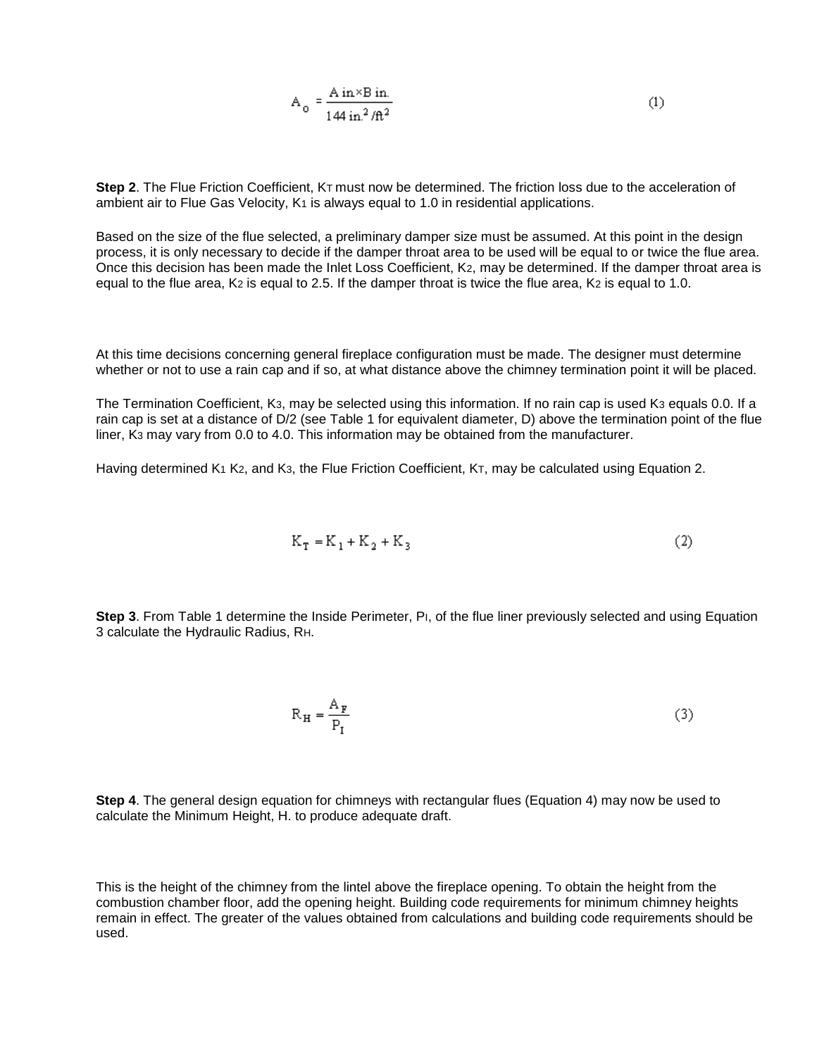$$A_o = \frac{A \text{ in.} \times B \text{ in.}}{144 \text{ in.}^2/\text{ft}^2} \quad (1)$$

**Step 2**. The Flue Friction Coefficient, $K_T$ must now be determined. The friction loss due to the acceleration of ambient air to Flue Gas Velocity, $K_1$ is always equal to 1.0 in residential applications.

Based on the size of the flue selected, a preliminary damper size must be assumed. At this point in the design process, it is only necessary to decide if the damper throat area to be used will be equal to or twice the flue area. Once this decision has been made the Inlet Loss Coefficient, $K_2$, may be determined. If the damper throat area is equal to the flue area, $K_2$ is equal to 2.5. If the damper throat is twice the flue area, $K_2$ is equal to 1.0.

At this time decisions concerning general fireplace configuration must be made. The designer must determine whether or not to use a rain cap and if so, at what distance above the chimney termination point it will be placed.

The Termination Coefficient, $K_3$, may be selected using this information. If no rain cap is used $K_3$ equals 0.0. If a rain cap is set at a distance of D/2 (see Table 1 for equivalent diameter, D) above the termination point of the flue liner, $K_3$ may vary from 0.0 to 4.0. This information may be obtained from the manufacturer.

Having determined $K_1$ $K_2$, and $K_3$, the Flue Friction Coefficient, $K_T$, may be calculated using Equation 2.

$$K_T = K_1 + K_2 + K_3 \quad (2)$$

**Step 3**. From Table 1 determine the Inside Perimeter, $P_I$, of the flue liner previously selected and using Equation 3 calculate the Hydraulic Radius, $R_H$.

$$R_H = \frac{A_F}{P_I} \quad (3)$$

**Step 4**. The general design equation for chimneys with rectangular flues (Equation 4) may now be used to calculate the Minimum Height, H. to produce adequate draft.

This is the height of the chimney from the lintel above the fireplace opening. To obtain the height from the combustion chamber floor, add the opening height. Building code requirements for minimum chimney heights remain in effect. The greater of the values obtained from calculations and building code requirements should be used.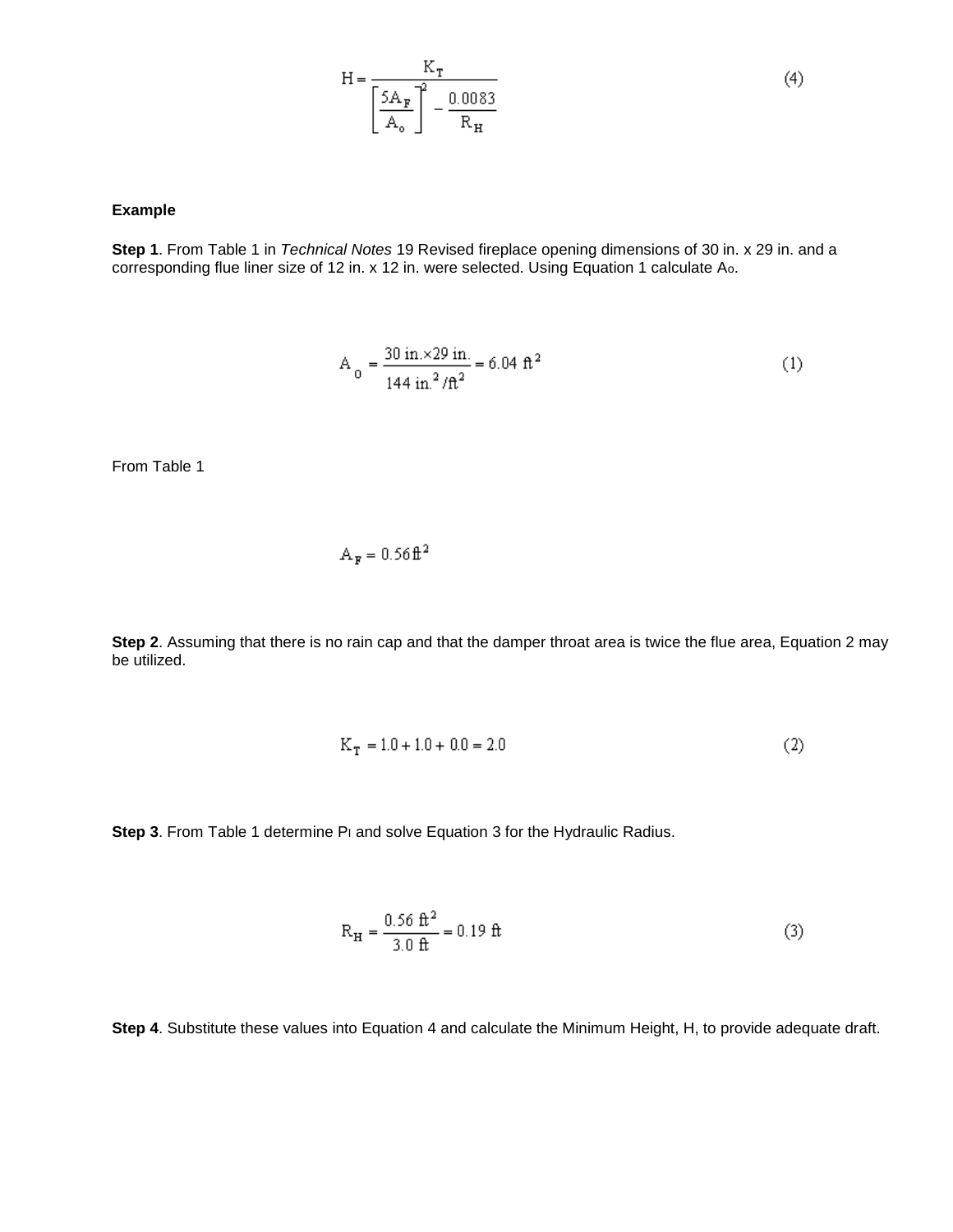$$H = \frac{K_T}{\left[\frac{5A_F}{A_o}\right]^{-2} - \frac{0.0083}{R_H}} \tag{4}$$

**Example**

**Step 1**. From Table 1 in *Technical Notes* 19 Revised fireplace opening dimensions of 30 in. x 29 in. and a corresponding flue liner size of 12 in. x 12 in. were selected. Using Equation 1 calculate $A_o$.

$$A_o = \frac{30 \text{ in.} \times 29 \text{ in.}}{144 \text{ in.}^2/\text{ft}^2} = 6.04 \text{ ft}^2 \tag{1}$$

From Table 1

$$A_F = 0.56 \text{ ft}^2$$

**Step 2**. Assuming that there is no rain cap and that the damper throat area is twice the flue area, Equation 2 may be utilized.

$$K_T = 1.0 + 1.0 + 0.0 = 2.0 \tag{2}$$

**Step 3**. From Table 1 determine $P_l$ and solve Equation 3 for the Hydraulic Radius.

$$R_H = \frac{0.56 \text{ ft}^2}{3.0 \text{ ft}} = 0.19 \text{ ft} \tag{3}$$

**Step 4**. Substitute these values into Equation 4 and calculate the Minimum Height, H, to provide adequate draft.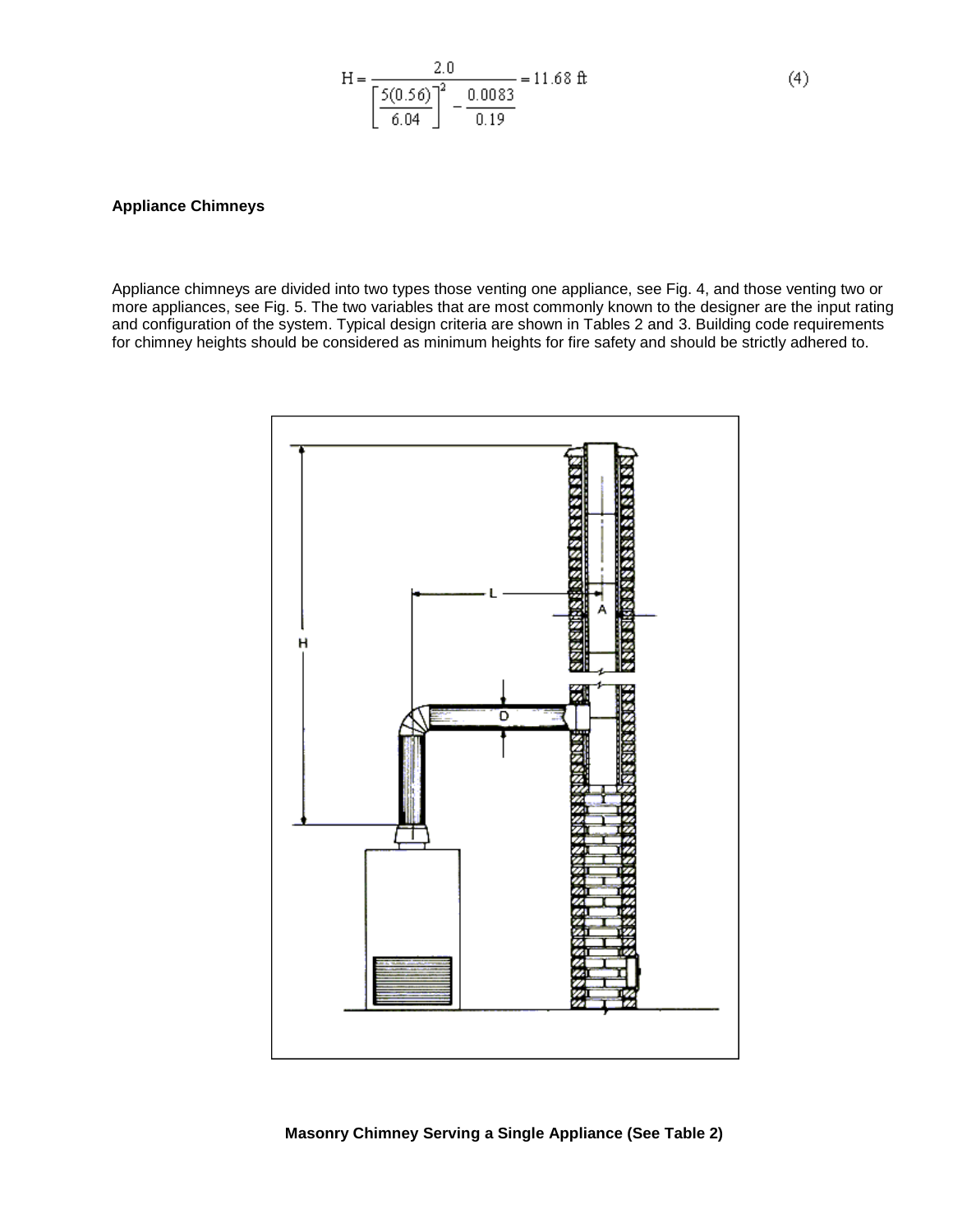$$H = \frac{2.0}{\left[\frac{5(0.56)}{6.04}\right]^2 - \frac{0.0083}{0.19}} = 11.68 \text{ ft} \tag{4}$$

**Appliance Chimneys**

Appliance chimneys are divided into two types those venting one appliance, see Fig. 4, and those venting two or more appliances, see Fig. 5. The two variables that are most commonly known to the designer are the input rating and configuration of the system. Typical design criteria are shown in Tables 2 and 3. Building code requirements for chimney heights should be considered as minimum heights for fire safety and should be strictly adhered to.

**Masonry Chimney Serving a Single Appliance (See Table 2)**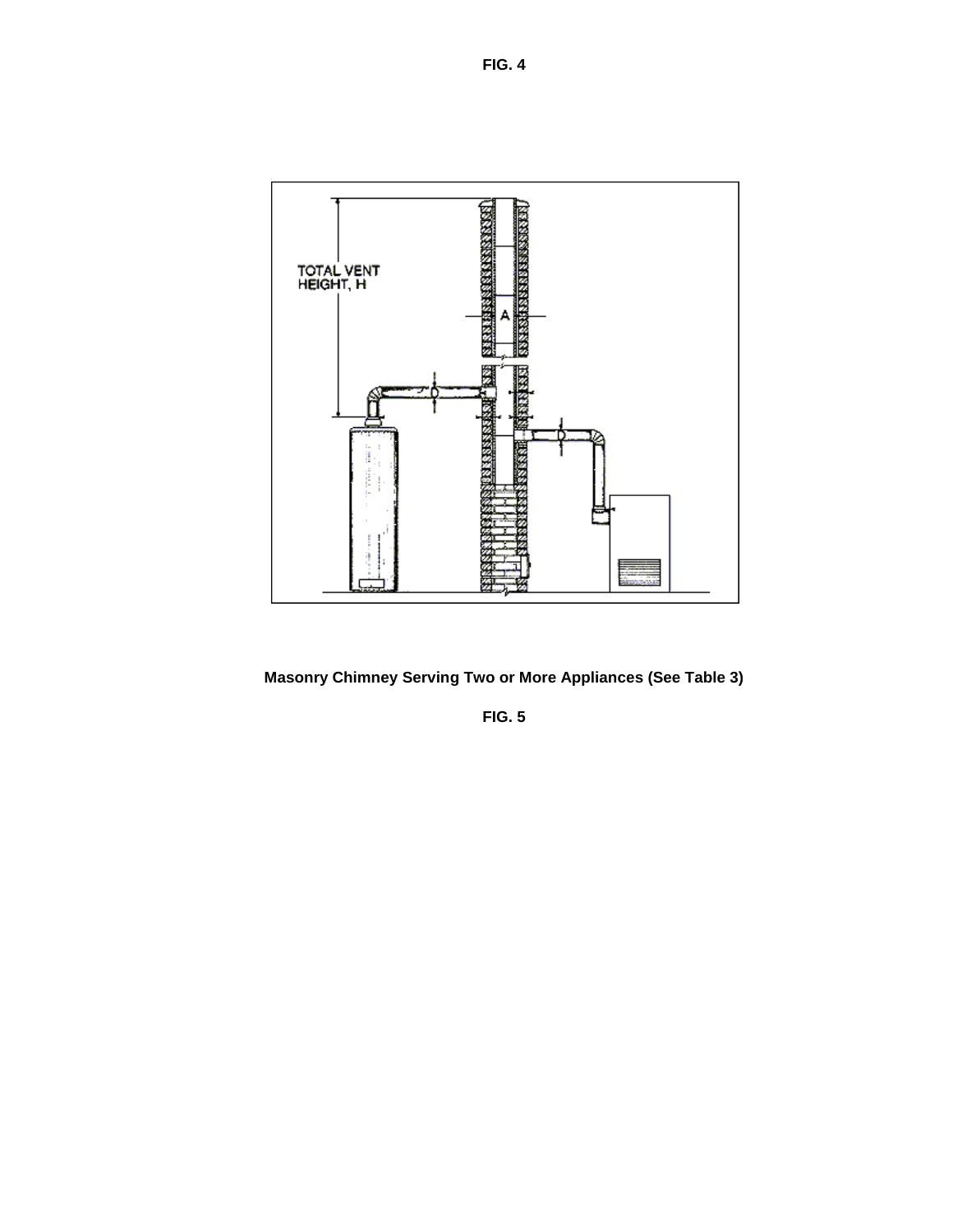**FIG. 4**

**Masonry Chimney Serving Two or More Appliances (See Table 3)**

**FIG. 5**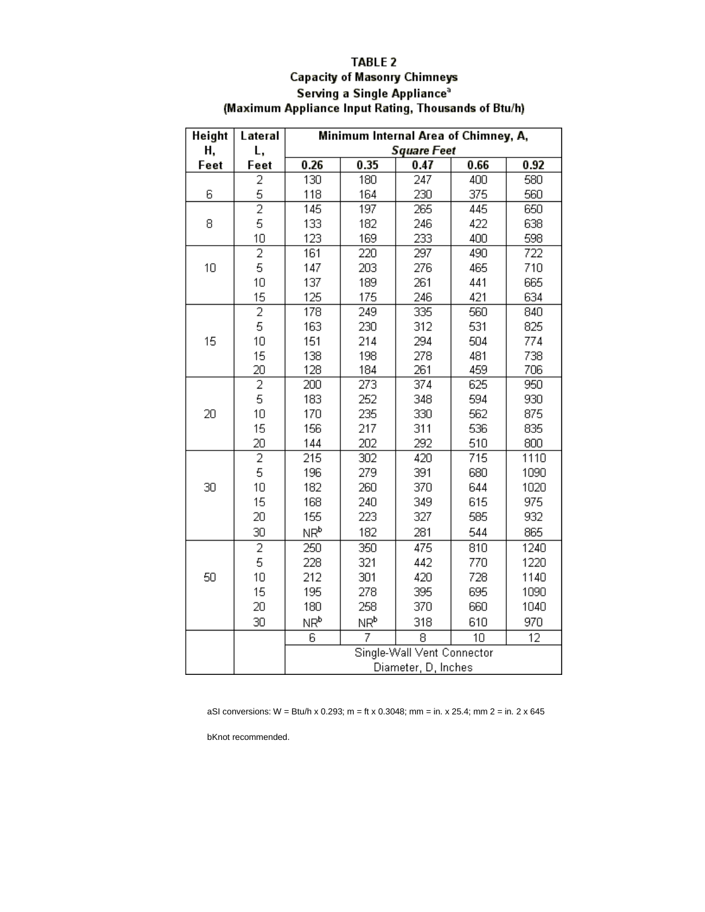**TABLE 2**
**Capacity of Masonry Chimneys**
**Serving a Single Appliance[a]**
**(Maximum Appliance Input Rating, Thousands of Btu/h)**

| Height H, Feet | Lateral L, Feet | Minimum Internal Area of Chimney, A, *Square Feet* | | | | |
|---|---|---|---|---|---|---|
| | | 0.26 | 0.35 | 0.47 | 0.66 | 0.92 |
| 6 | 2 | 130 | 180 | 247 | 400 | 580 |
| | 5 | 118 | 164 | 230 | 375 | 560 |
| 8 | 2 | 145 | 197 | 265 | 445 | 650 |
| | 5 | 133 | 182 | 246 | 422 | 638 |
| | 10 | 123 | 169 | 233 | 400 | 598 |
| 10 | 2 | 161 | 220 | 297 | 490 | 722 |
| | 5 | 147 | 203 | 276 | 465 | 710 |
| | 10 | 137 | 189 | 261 | 441 | 665 |
| | 15 | 125 | 175 | 246 | 421 | 634 |
| 15 | 2 | 178 | 249 | 335 | 560 | 840 |
| | 5 | 163 | 230 | 312 | 531 | 825 |
| | 10 | 151 | 214 | 294 | 504 | 774 |
| | 15 | 138 | 198 | 278 | 481 | 738 |
| | 20 | 128 | 184 | 261 | 459 | 706 |
| 20 | 2 | 200 | 273 | 374 | 625 | 950 |
| | 5 | 183 | 252 | 348 | 594 | 930 |
| | 10 | 170 | 235 | 330 | 562 | 875 |
| | 15 | 156 | 217 | 311 | 536 | 835 |
| | 20 | 144 | 202 | 292 | 510 | 800 |
| 30 | 2 | 215 | 302 | 420 | 715 | 1110 |
| | 5 | 196 | 279 | 391 | 680 | 1090 |
| | 10 | 182 | 260 | 370 | 644 | 1020 |
| | 15 | 168 | 240 | 349 | 615 | 975 |
| | 20 | 155 | 223 | 327 | 585 | 932 |
| | 30 | NR[b] | 182 | 281 | 544 | 865 |
| 50 | 2 | 250 | 350 | 475 | 810 | 1240 |
| | 5 | 228 | 321 | 442 | 770 | 1220 |
| | 10 | 212 | 301 | 420 | 728 | 1140 |
| | 15 | 195 | 278 | 395 | 695 | 1090 |
| | 20 | 180 | 258 | 370 | 660 | 1040 |
| | 30 | NR[b] | NR[b] | 318 | 610 | 970 |
| | | 6 | 7 | 8 | 10 | 12 |
| | | Single-Wall Vent Connector Diameter, D, Inches | | | | |

[a]SI conversions: W = Btu/h x 0.293; m = ft x 0.3048; mm = in. x 25.4; $mm^2$ = $in.^2$ x 645

[b]Not recommended.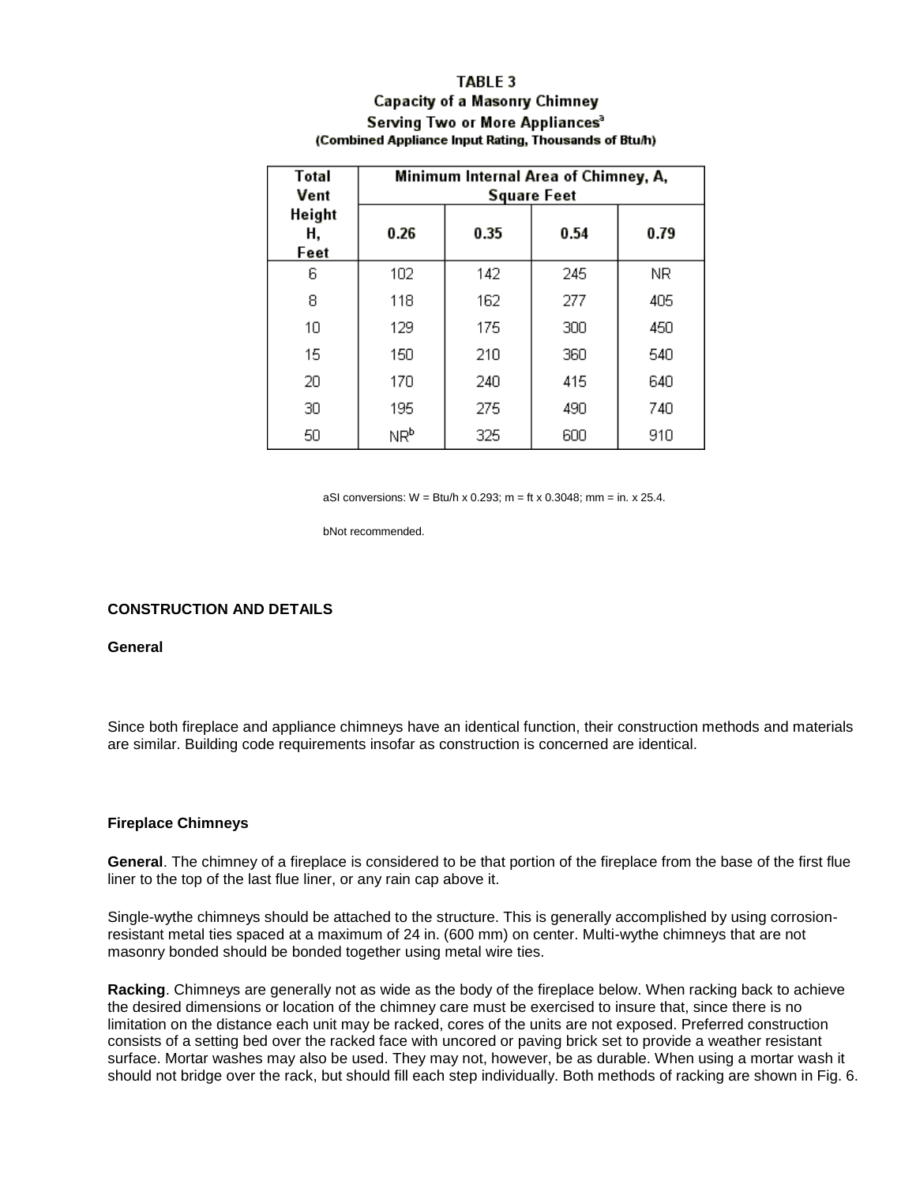**TABLE 3**
**Capacity of a Masonry Chimney**
**Serving Two or More Appliances[a]**
**(Combined Appliance Input Rating, Thousands of Btu/h)**

| Total Vent Height H, Feet | Minimum Internal Area of Chimney, A, Square Feet | | | |
|---|---|---|---|---|
| | 0.26 | 0.35 | 0.54 | 0.79 |
| 6 | 102 | 142 | 245 | NR |
| 8 | 118 | 162 | 277 | 405 |
| 10 | 129 | 175 | 300 | 450 |
| 15 | 150 | 210 | 360 | 540 |
| 20 | 170 | 240 | 415 | 640 |
| 30 | 195 | 275 | 490 | 740 |
| 50 | NR[b] | 325 | 600 | 910 |

aSI conversions: W = Btu/h x 0.293; m = ft x 0.3048; mm = in. x 25.4.

bNot recommended.

## CONSTRUCTION AND DETAILS

### General

Since both fireplace and appliance chimneys have an identical function, their construction methods and materials are similar. Building code requirements insofar as construction is concerned are identical.

### Fireplace Chimneys

**General**. The chimney of a fireplace is considered to be that portion of the fireplace from the base of the first flue liner to the top of the last flue liner, or any rain cap above it.

Single-wythe chimneys should be attached to the structure. This is generally accomplished by using corrosion-resistant metal ties spaced at a maximum of 24 in. (600 mm) on center. Multi-wythe chimneys that are not masonry bonded should be bonded together using metal wire ties.

**Racking**. Chimneys are generally not as wide as the body of the fireplace below. When racking back to achieve the desired dimensions or location of the chimney care must be exercised to insure that, since there is no limitation on the distance each unit may be racked, cores of the units are not exposed. Preferred construction consists of a setting bed over the racked face with uncored or paving brick set to provide a weather resistant surface. Mortar washes may also be used. They may not, however, be as durable. When using a mortar wash it should not bridge over the rack, but should fill each step individually. Both methods of racking are shown in Fig. 6.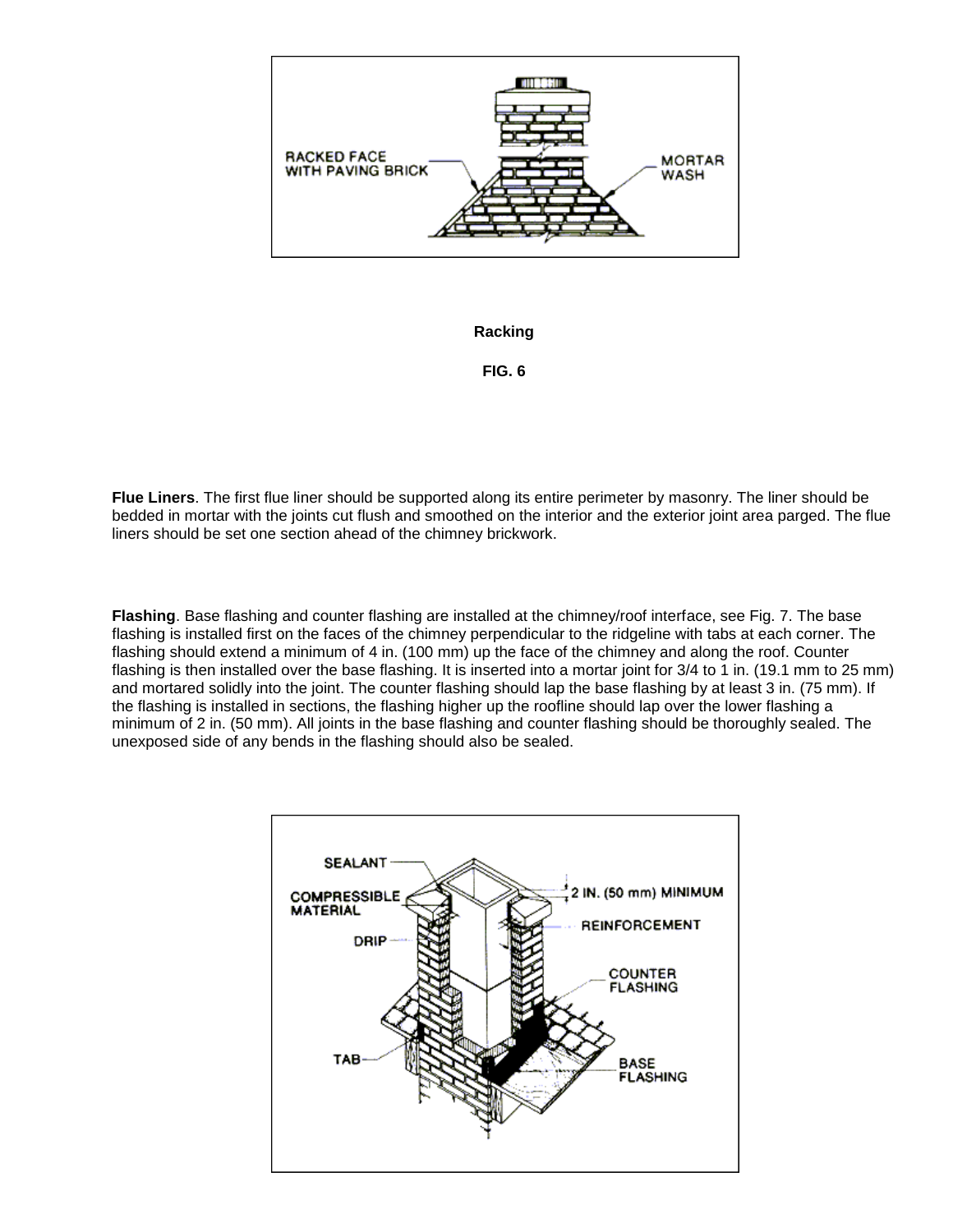**Racking**

**FIG. 6**

**Flue Liners**. The first flue liner should be supported along its entire perimeter by masonry. The liner should be bedded in mortar with the joints cut flush and smoothed on the interior and the exterior joint area parged. The flue liners should be set one section ahead of the chimney brickwork.

**Flashing**. Base flashing and counter flashing are installed at the chimney/roof interface, see Fig. 7. The base flashing is installed first on the faces of the chimney perpendicular to the ridgeline with tabs at each corner. The flashing should extend a minimum of 4 in. (100 mm) up the face of the chimney and along the roof. Counter flashing is then installed over the base flashing. It is inserted into a mortar joint for 3/4 to 1 in. (19.1 mm to 25 mm) and mortared solidly into the joint. The counter flashing should lap the base flashing by at least 3 in. (75 mm). If the flashing is installed in sections, the flashing higher up the roofline should lap over the lower flashing a minimum of 2 in. (50 mm). All joints in the base flashing and counter flashing should be thoroughly sealed. The unexposed side of any bends in the flashing should also be sealed.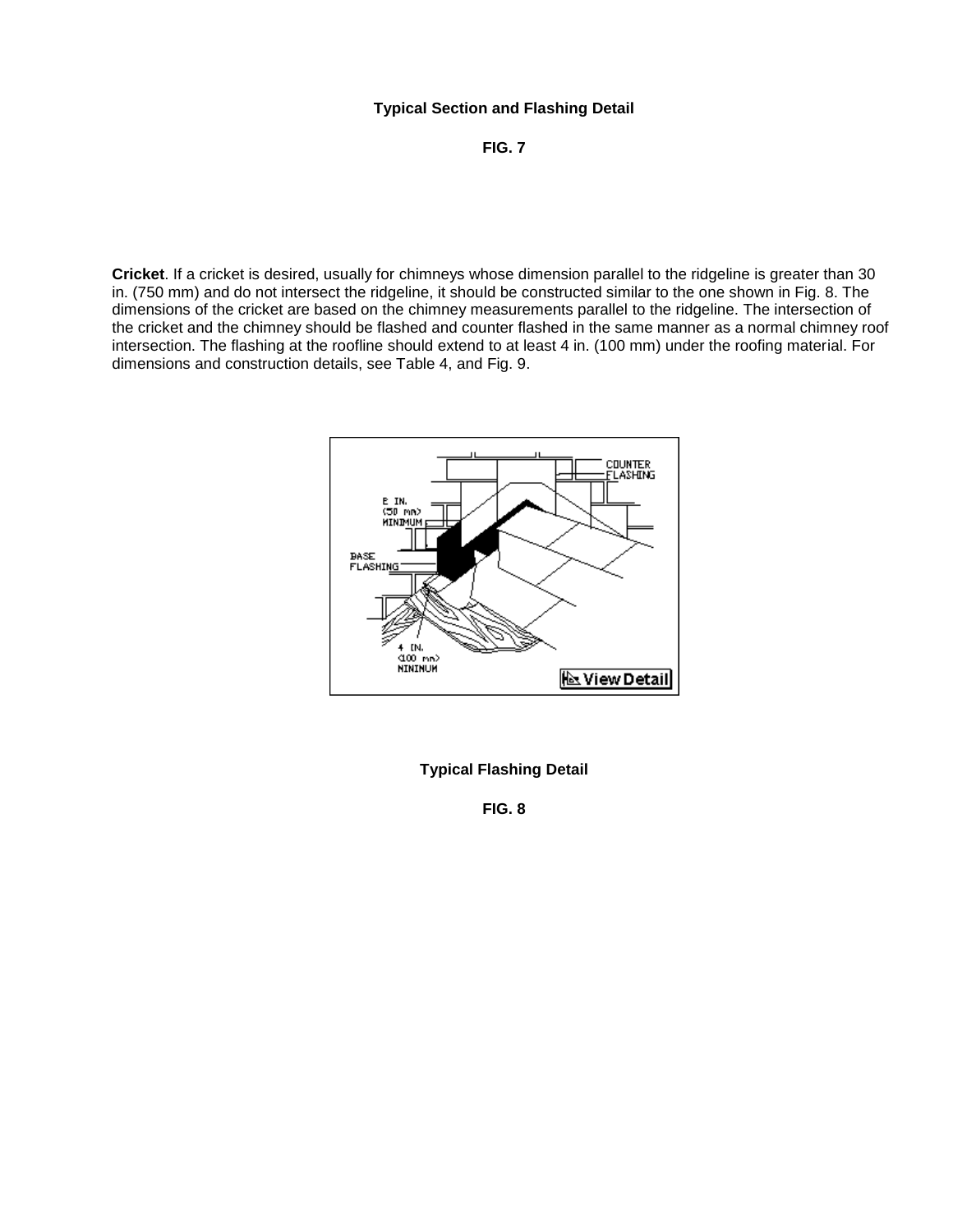**Typical Section and Flashing Detail**

**FIG. 7**

**Cricket**. If a cricket is desired, usually for chimneys whose dimension parallel to the ridgeline is greater than 30 in. (750 mm) and do not intersect the ridgeline, it should be constructed similar to the one shown in Fig. 8. The dimensions of the cricket are based on the chimney measurements parallel to the ridgeline. The intersection of the cricket and the chimney should be flashed and counter flashed in the same manner as a normal chimney roof intersection. The flashing at the roofline should extend to at least 4 in. (100 mm) under the roofing material. For dimensions and construction details, see Table 4, and Fig. 9.

**Typical Flashing Detail**

**FIG. 8**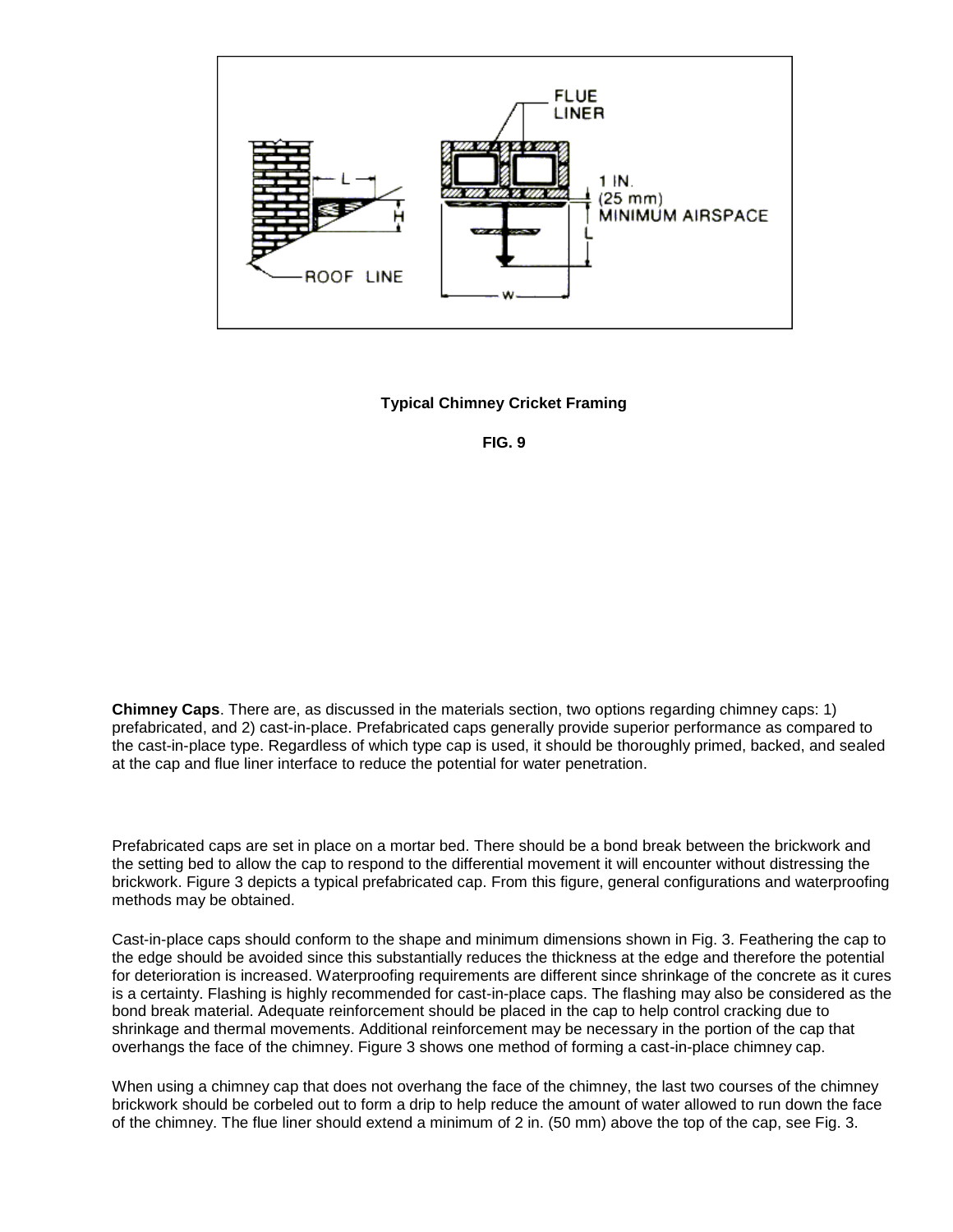**Typical Chimney Cricket Framing**

**FIG. 9**

**Chimney Caps**. There are, as discussed in the materials section, two options regarding chimney caps: 1) prefabricated, and 2) cast-in-place. Prefabricated caps generally provide superior performance as compared to the cast-in-place type. Regardless of which type cap is used, it should be thoroughly primed, backed, and sealed at the cap and flue liner interface to reduce the potential for water penetration.

Prefabricated caps are set in place on a mortar bed. There should be a bond break between the brickwork and the setting bed to allow the cap to respond to the differential movement it will encounter without distressing the brickwork. Figure 3 depicts a typical prefabricated cap. From this figure, general configurations and waterproofing methods may be obtained.

Cast-in-place caps should conform to the shape and minimum dimensions shown in Fig. 3. Feathering the cap to the edge should be avoided since this substantially reduces the thickness at the edge and therefore the potential for deterioration is increased. Waterproofing requirements are different since shrinkage of the concrete as it cures is a certainty. Flashing is highly recommended for cast-in-place caps. The flashing may also be considered as the bond break material. Adequate reinforcement should be placed in the cap to help control cracking due to shrinkage and thermal movements. Additional reinforcement may be necessary in the portion of the cap that overhangs the face of the chimney. Figure 3 shows one method of forming a cast-in-place chimney cap.

When using a chimney cap that does not overhang the face of the chimney, the last two courses of the chimney brickwork should be corbeled out to form a drip to help reduce the amount of water allowed to run down the face of the chimney. The flue liner should extend a minimum of 2 in. (50 mm) above the top of the cap, see Fig. 3.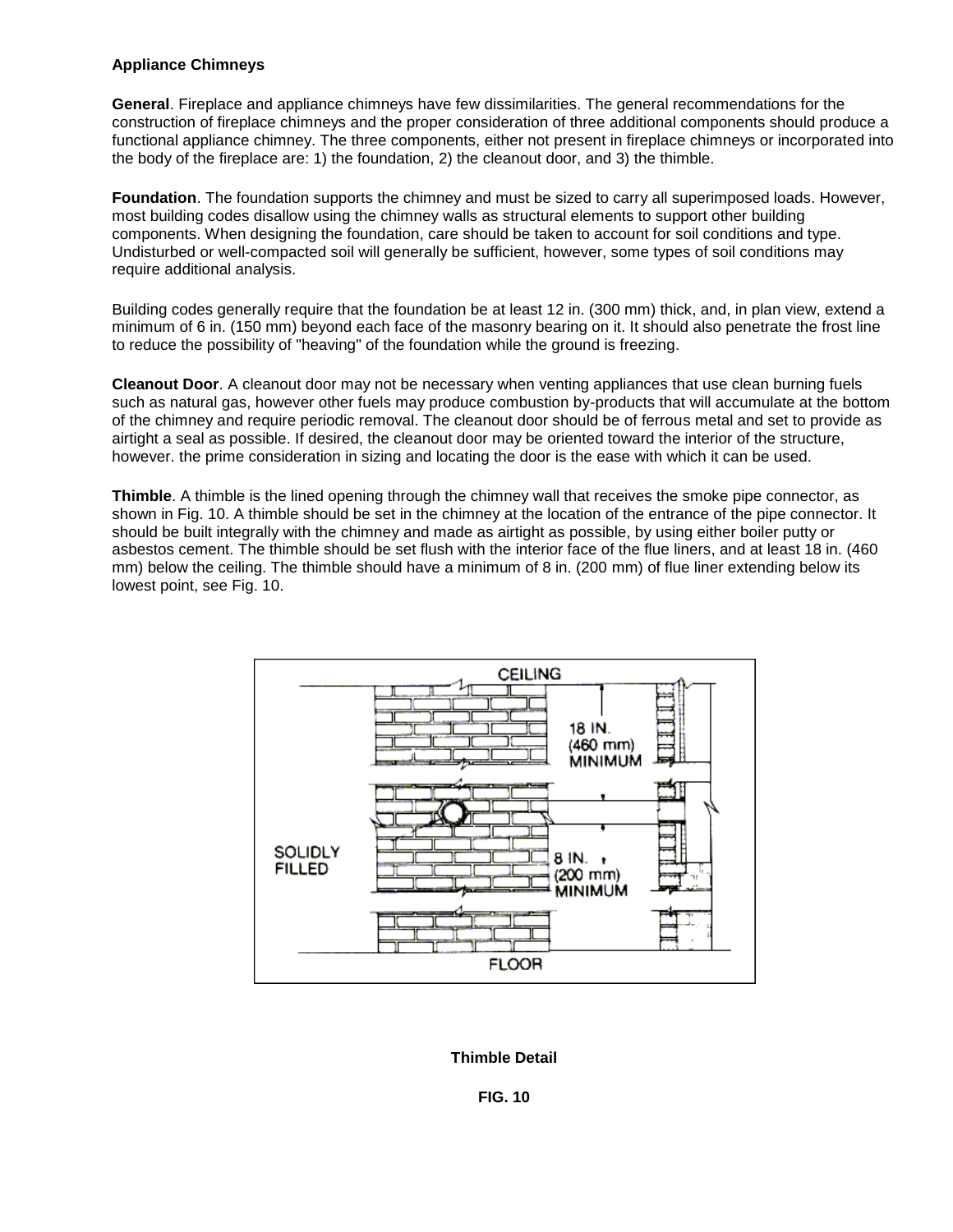**Appliance Chimneys**

**General**. Fireplace and appliance chimneys have few dissimilarities. The general recommendations for the construction of fireplace chimneys and the proper consideration of three additional components should produce a functional appliance chimney. The three components, either not present in fireplace chimneys or incorporated into the body of the fireplace are: 1) the foundation, 2) the cleanout door, and 3) the thimble.

**Foundation**. The foundation supports the chimney and must be sized to carry all superimposed loads. However, most building codes disallow using the chimney walls as structural elements to support other building components. When designing the foundation, care should be taken to account for soil conditions and type. Undisturbed or well-compacted soil will generally be sufficient, however, some types of soil conditions may require additional analysis.

Building codes generally require that the foundation be at least 12 in. (300 mm) thick, and, in plan view, extend a minimum of 6 in. (150 mm) beyond each face of the masonry bearing on it. It should also penetrate the frost line to reduce the possibility of "heaving" of the foundation while the ground is freezing.

**Cleanout Door**. A cleanout door may not be necessary when venting appliances that use clean burning fuels such as natural gas, however other fuels may produce combustion by-products that will accumulate at the bottom of the chimney and require periodic removal. The cleanout door should be of ferrous metal and set to provide as airtight a seal as possible. If desired, the cleanout door may be oriented toward the interior of the structure, however. the prime consideration in sizing and locating the door is the ease with which it can be used.

**Thimble**. A thimble is the lined opening through the chimney wall that receives the smoke pipe connector, as shown in Fig. 10. A thimble should be set in the chimney at the location of the entrance of the pipe connector. It should be built integrally with the chimney and made as airtight as possible, by using either boiler putty or asbestos cement. The thimble should be set flush with the interior face of the flue liners, and at least 18 in. (460 mm) below the ceiling. The thimble should have a minimum of 8 in. (200 mm) of flue liner extending below its lowest point, see Fig. 10.

CEILING

18 IN. (460 mm) MINIMUM

SOLIDLY FILLED

8 IN. (200 mm) MINIMUM

FLOOR

**Thimble Detail**

**FIG. 10**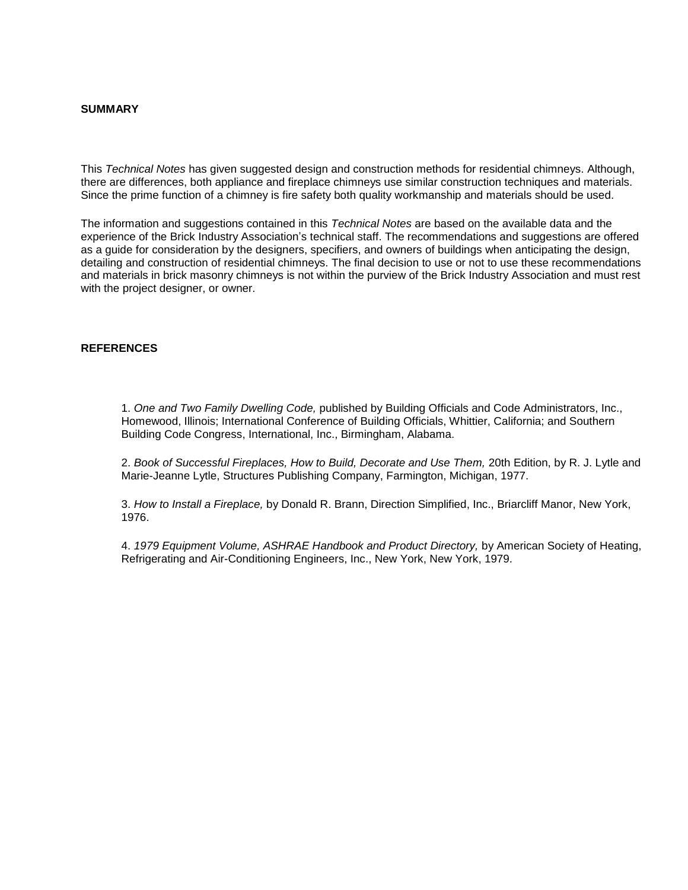## SUMMARY

This *Technical Notes* has given suggested design and construction methods for residential chimneys. Although, there are differences, both appliance and fireplace chimneys use similar construction techniques and materials. Since the prime function of a chimney is fire safety both quality workmanship and materials should be used.

The information and suggestions contained in this *Technical Notes* are based on the available data and the experience of the Brick Industry Association's technical staff. The recommendations and suggestions are offered as a guide for consideration by the designers, specifiers, and owners of buildings when anticipating the design, detailing and construction of residential chimneys. The final decision to use or not to use these recommendations and materials in brick masonry chimneys is not within the purview of the Brick Industry Association and must rest with the project designer, or owner.

## REFERENCES

1. *One and Two Family Dwelling Code,* published by Building Officials and Code Administrators, Inc., Homewood, Illinois; International Conference of Building Officials, Whittier, California; and Southern Building Code Congress, International, Inc., Birmingham, Alabama.

2. *Book of Successful Fireplaces, How to Build, Decorate and Use Them,* 20th Edition, by R. J. Lytle and Marie-Jeanne Lytle, Structures Publishing Company, Farmington, Michigan, 1977.

3. *How to Install a Fireplace,* by Donald R. Brann, Direction Simplified, Inc., Briarcliff Manor, New York, 1976.

4. *1979 Equipment Volume, ASHRAE Handbook and Product Directory,* by American Society of Heating, Refrigerating and Air-Conditioning Engineers, Inc., New York, New York, 1979.